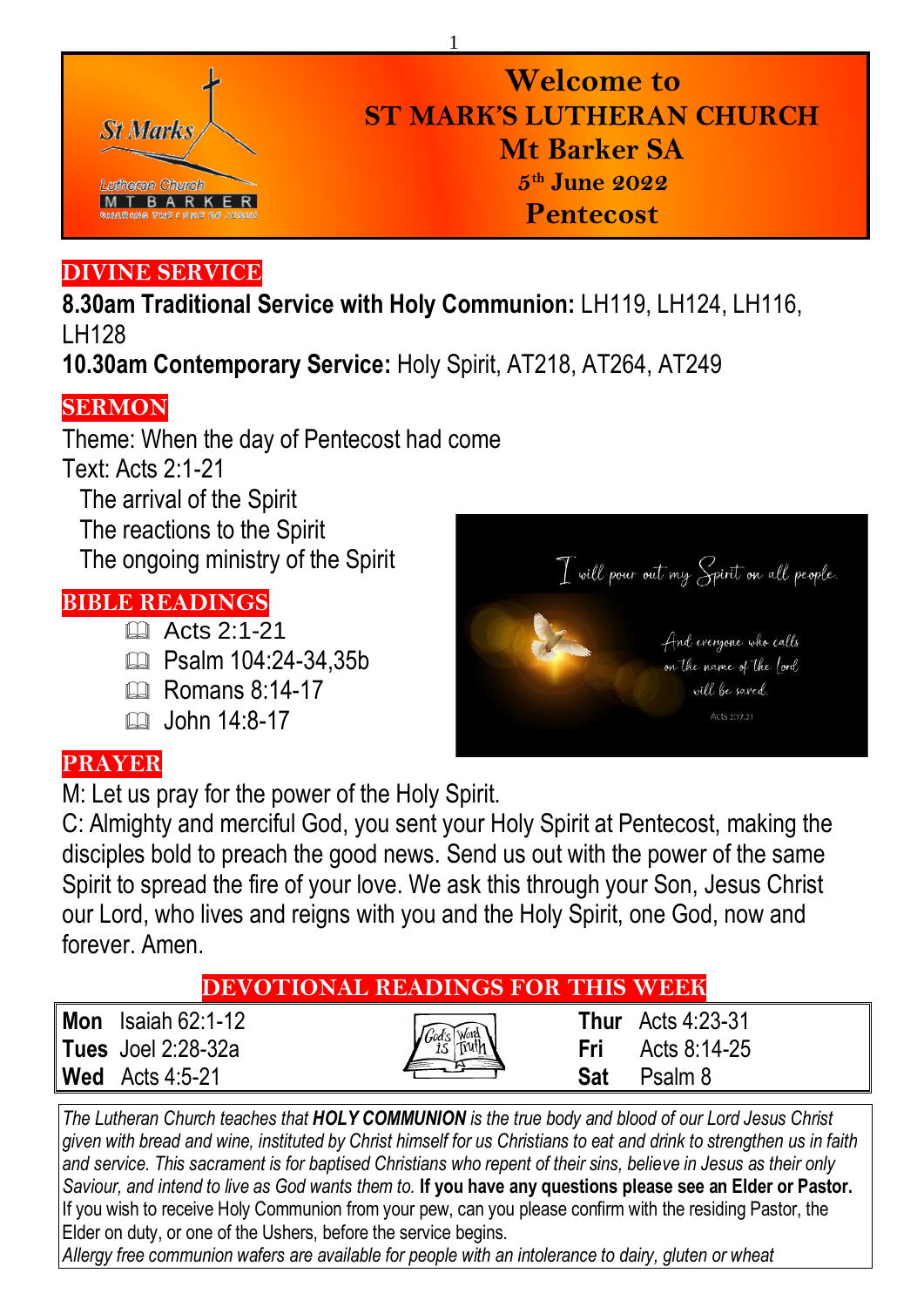# Welcome to ST MARK'S LUTHERAN CHURCH Mt Barker SA

**5th June 2022**

**Pentecost**

## DIVINE SERVICE

**8.30am Traditional Service with Holy Communion:** LH119, LH124, LH116, LH128

**10.30am Contemporary Service:** Holy Spirit, AT218, AT264, AT249

## SERMON

Theme: When the day of Pentecost had come

Text: Acts 2:1-21

- The arrival of the Spirit
- The reactions to the Spirit
- The ongoing ministry of the Spirit

## BIBLE READINGS

- Acts 2:1-21
- Psalm 104:24-34,35b
- Romans 8:14-17
- John 14:8-17

I will pour out my Spirit on all people. And everyone who calls on the name of the Lord will be saved. Acts 2:17,21

## PRAYER

M: Let us pray for the power of the Holy Spirit.

C: Almighty and merciful God, you sent your Holy Spirit at Pentecost, making the disciples bold to preach the good news. Send us out with the power of the same Spirit to spread the fire of your love. We ask this through your Son, Jesus Christ our Lord, who lives and reigns with you and the Holy Spirit, one God, now and forever. Amen.

## DEVOTIONAL READINGS FOR THIS WEEK

| Day | Reading | Day | Reading |
|---|---|---|---|
| **Mon** | Isaiah 62:1-12 | **Thur** | Acts 4:23-31 |
| **Tues** | Joel 2:28-32a | **Fri** | Acts 8:14-25 |
| **Wed** | Acts 4:5-21 | **Sat** | Psalm 8 |

*The Lutheran Church teaches that **HOLY COMMUNION** is the true body and blood of our Lord Jesus Christ given with bread and wine, instituted by Christ himself for us Christians to eat and drink to strengthen us in faith and service. This sacrament is for baptised Christians who repent of their sins, believe in Jesus as their only Saviour, and intend to live as God wants them to.* **If you have any questions please see an Elder or Pastor.**

If you wish to receive Holy Communion from your pew, can you please confirm with the residing Pastor, the Elder on duty, or one of the Ushers, before the service begins.

*Allergy free communion wafers are available for people with an intolerance to dairy, gluten or wheat*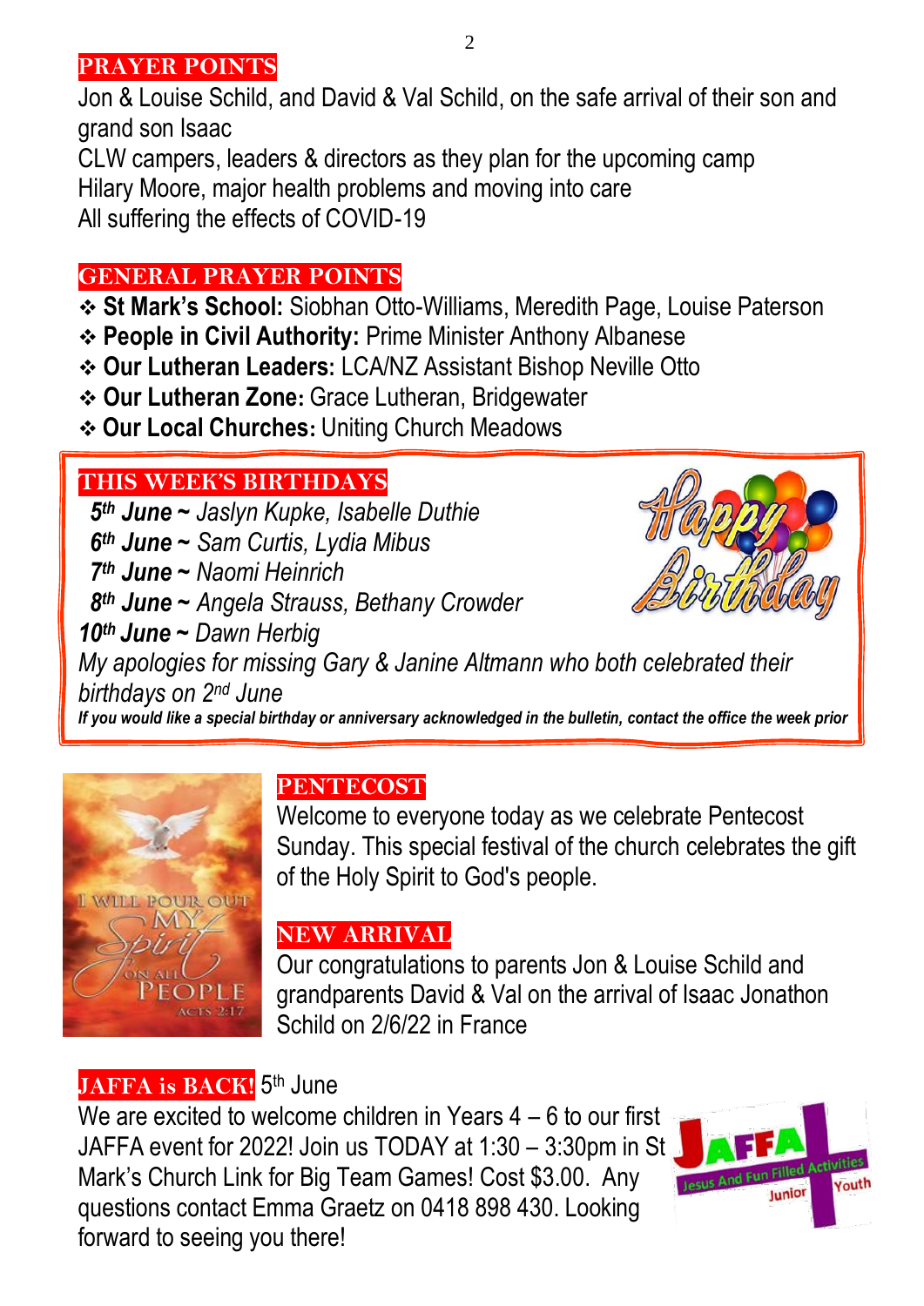## PRAYER POINTS

Jon & Louise Schild, and David & Val Schild, on the safe arrival of their son and grand son Isaac

CLW campers, leaders & directors as they plan for the upcoming camp

Hilary Moore, major health problems and moving into care

All suffering the effects of COVID-19

## GENERAL PRAYER POINTS

- **St Mark's School:** Siobhan Otto-Williams, Meredith Page, Louise Paterson
- **People in Civil Authority:** Prime Minister Anthony Albanese
- **Our Lutheran Leaders:** LCA/NZ Assistant Bishop Neville Otto
- **Our Lutheran Zone:** Grace Lutheran, Bridgewater
- **Our Local Churches:** Uniting Church Meadows

## THIS WEEK'S BIRTHDAYS

***5th June*** *~ Jaslyn Kupke, Isabelle Duthie*

***6th June*** *~ Sam Curtis, Lydia Mibus*

***7th June*** *~ Naomi Heinrich*

***8th June*** *~ Angela Strauss, Bethany Crowder*

***10th June*** *~ Dawn Herbig*

*My apologies for missing Gary & Janine Altmann who both celebrated their birthdays on 2nd June*

***If you would like a special birthday or anniversary acknowledged in the bulletin, contact the office the week prior***

## PENTECOST

Welcome to everyone today as we celebrate Pentecost Sunday. This special festival of the church celebrates the gift of the Holy Spirit to God's people.

## NEW ARRIVAL

Our congratulations to parents Jon & Louise Schild and grandparents David & Val on the arrival of Isaac Jonathon Schild on 2/6/22 in France

## JAFFA is BACK! 5th June

We are excited to welcome children in Years 4 – 6 to our first JAFFA event for 2022! Join us TODAY at 1:30 – 3:30pm in St Mark's Church Link for Big Team Games! Cost $3.00. Any questions contact Emma Graetz on 0418 898 430. Looking forward to seeing you there!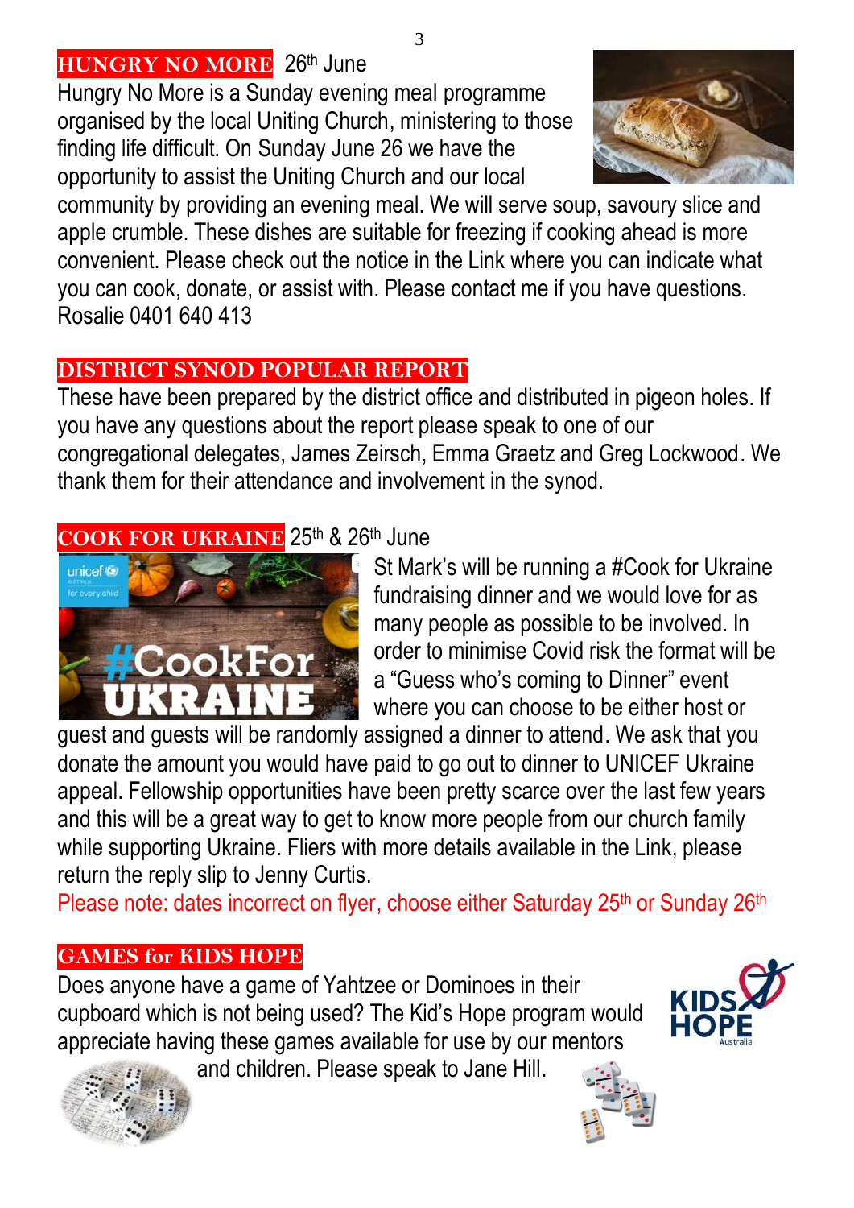## HUNGRY NO MORE 26th June

Hungry No More is a Sunday evening meal programme organised by the local Uniting Church, ministering to those finding life difficult. On Sunday June 26 we have the opportunity to assist the Uniting Church and our local community by providing an evening meal. We will serve soup, savoury slice and apple crumble. These dishes are suitable for freezing if cooking ahead is more convenient. Please check out the notice in the Link where you can indicate what you can cook, donate, or assist with. Please contact me if you have questions. Rosalie 0401 640 413

## DISTRICT SYNOD POPULAR REPORT

These have been prepared by the district office and distributed in pigeon holes. If you have any questions about the report please speak to one of our congregational delegates, James Zeirsch, Emma Graetz and Greg Lockwood. We thank them for their attendance and involvement in the synod.

## COOK FOR UKRAINE 25th & 26th June

St Mark's will be running a #Cook for Ukraine fundraising dinner and we would love for as many people as possible to be involved. In order to minimise Covid risk the format will be a "Guess who's coming to Dinner" event where you can choose to be either host or guest and guests will be randomly assigned a dinner to attend. We ask that you donate the amount you would have paid to go out to dinner to UNICEF Ukraine appeal. Fellowship opportunities have been pretty scarce over the last few years and this will be a great way to get to know more people from our church family while supporting Ukraine. Fliers with more details available in the Link, please return the reply slip to Jenny Curtis.

Please note: dates incorrect on flyer, choose either Saturday 25th or Sunday 26th

## GAMES for KIDS HOPE

Does anyone have a game of Yahtzee or Dominoes in their cupboard which is not being used? The Kid's Hope program would appreciate having these games available for use by our mentors and children. Please speak to Jane Hill.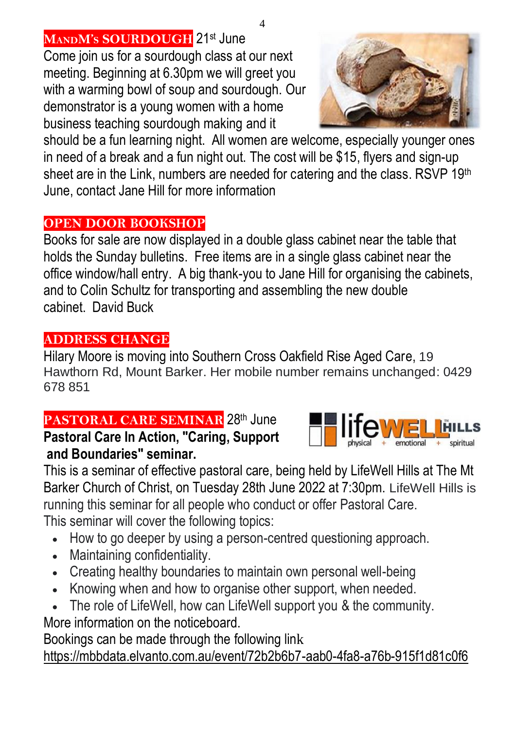## MANDM's SOURDOUGH 21st June

Come join us for a sourdough class at our next meeting. Beginning at 6.30pm we will greet you with a warming bowl of soup and sourdough. Our demonstrator is a young women with a home business teaching sourdough making and it should be a fun learning night. All women are welcome, especially younger ones in need of a break and a fun night out. The cost will be $15, flyers and sign-up sheet are in the Link, numbers are needed for catering and the class. RSVP 19th June, contact Jane Hill for more information

## OPEN DOOR BOOKSHOP

Books for sale are now displayed in a double glass cabinet near the table that holds the Sunday bulletins. Free items are in a single glass cabinet near the office window/hall entry. A big thank-you to Jane Hill for organising the cabinets, and to Colin Schultz for transporting and assembling the new double cabinet. David Buck

## ADDRESS CHANGE

Hilary Moore is moving into Southern Cross Oakfield Rise Aged Care, 19 Hawthorn Rd, Mount Barker. Her mobile number remains unchanged: 0429 678 851

## PASTORAL CARE SEMINAR 28th June

**Pastoral Care In Action, "Caring, Support and Boundaries" seminar.**

lifeWELL HILLS — physical + emotional + spiritual

This is a seminar of effective pastoral care, being held by LifeWell Hills at The Mt Barker Church of Christ, on Tuesday 28th June 2022 at 7:30pm. LifeWell Hills is running this seminar for all people who conduct or offer Pastoral Care.
This seminar will cover the following topics:

- How to go deeper by using a person-centred questioning approach.
- Maintaining confidentiality.
- Creating healthy boundaries to maintain own personal well-being
- Knowing when and how to organise other support, when needed.
- The role of LifeWell, how can LifeWell support you & the community.

More information on the noticeboard.
Bookings can be made through the following link
https://mbbdata.elvanto.com.au/event/72b2b6b7-aab0-4fa8-a76b-915f1d81c0f6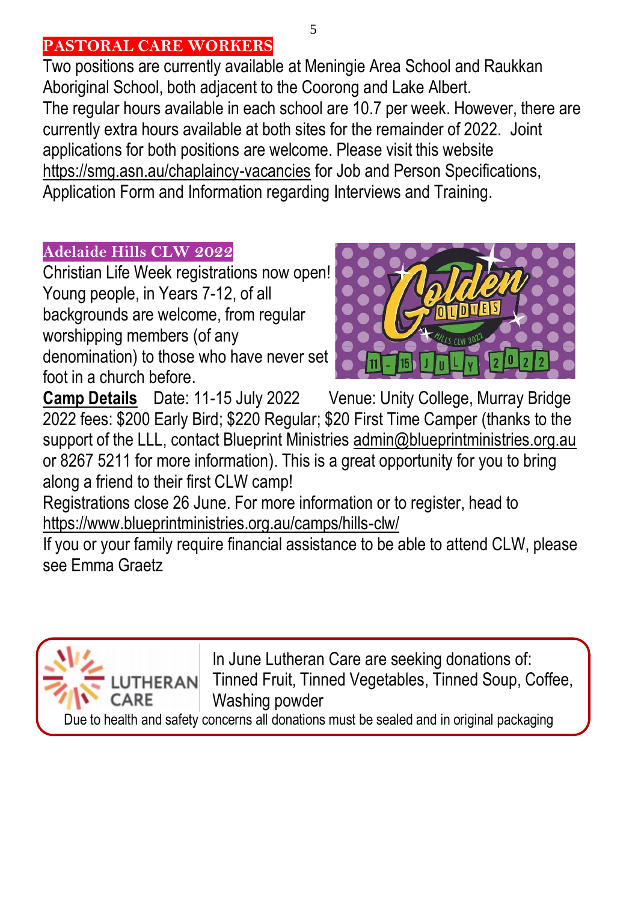## PASTORAL CARE WORKERS

Two positions are currently available at Meningie Area School and Raukkan Aboriginal School, both adjacent to the Coorong and Lake Albert.
The regular hours available in each school are 10.7 per week. However, there are currently extra hours available at both sites for the remainder of 2022. Joint applications for both positions are welcome. Please visit this website https://smg.asn.au/chaplaincy-vacancies for Job and Person Specifications, Application Form and Information regarding Interviews and Training.

## Adelaide Hills CLW 2022

Christian Life Week registrations now open! Young people, in Years 7-12, of all backgrounds are welcome, from regular worshipping members (of any denomination) to those who have never set foot in a church before.

**Camp Details** Date: 11-15 July 2022 Venue: Unity College, Murray Bridge
2022 fees: $200 Early Bird; $220 Regular; $20 First Time Camper (thanks to the support of the LLL, contact Blueprint Ministries admin@blueprintministries.org.au or 8267 5211 for more information). This is a great opportunity for you to bring along a friend to their first CLW camp!
Registrations close 26 June. For more information or to register, head to https://www.blueprintministries.org.au/camps/hills-clw/
If you or your family require financial assistance to be able to attend CLW, please see Emma Graetz

LUTHERAN CARE

In June Lutheran Care are seeking donations of:
Tinned Fruit, Tinned Vegetables, Tinned Soup, Coffee, Washing powder
Due to health and safety concerns all donations must be sealed and in original packaging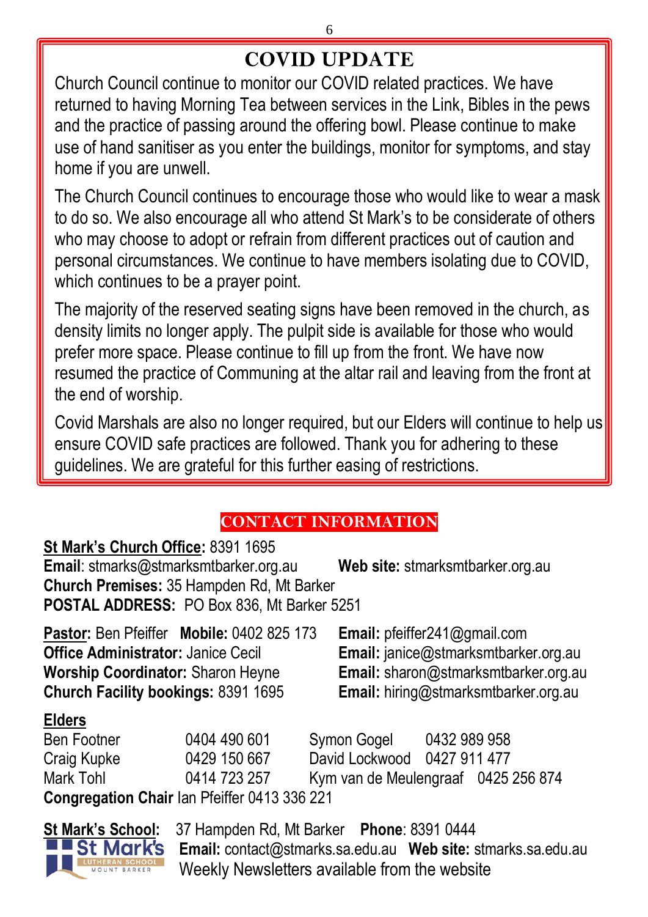# COVID UPDATE

Church Council continue to monitor our COVID related practices. We have returned to having Morning Tea between services in the Link, Bibles in the pews and the practice of passing around the offering bowl. Please continue to make use of hand sanitiser as you enter the buildings, monitor for symptoms, and stay home if you are unwell.

The Church Council continues to encourage those who would like to wear a mask to do so. We also encourage all who attend St Mark's to be considerate of others who may choose to adopt or refrain from different practices out of caution and personal circumstances. We continue to have members isolating due to COVID, which continues to be a prayer point.

The majority of the reserved seating signs have been removed in the church, as density limits no longer apply. The pulpit side is available for those who would prefer more space. Please continue to fill up from the front. We have now resumed the practice of Communing at the altar rail and leaving from the front at the end of worship.

Covid Marshals are also no longer required, but our Elders will continue to help us ensure COVID safe practices are followed. Thank you for adhering to these guidelines. We are grateful for this further easing of restrictions.

## CONTACT INFORMATION

**St Mark's Church Office:** 8391 1695
**Email**: stmarks@stmarksmtbarker.org.au **Web site:** stmarksmtbarker.org.au
**Church Premises:** 35 Hampden Rd, Mt Barker
**POSTAL ADDRESS:** PO Box 836, Mt Barker 5251

**Pastor:** Ben Pfeiffer **Mobile:** 0402 825 173 **Email:** pfeiffer241@gmail.com
**Office Administrator:** Janice Cecil **Email:** janice@stmarksmtbarker.org.au
**Worship Coordinator:** Sharon Heyne **Email:** sharon@stmarksmtbarker.org.au
**Church Facility bookings:** 8391 1695 **Email:** hiring@stmarksmtbarker.org.au

**Elders**

| | | | |
|---|---|---|---|
| Ben Footner | 0404 490 601 | Symon Gogel | 0432 989 958 |
| Craig Kupke | 0429 150 667 | David Lockwood | 0427 911 477 |
| Mark Tohl | 0414 723 257 | Kym van de Meulengraaf | 0425 256 874 |

**Congregation Chair** Ian Pfeiffer 0413 336 221

**St Mark's School:** 37 Hampden Rd, Mt Barker **Phone**: 8391 0444
**Email:** contact@stmarks.sa.edu.au **Web site:** stmarks.sa.edu.au
Weekly Newsletters available from the website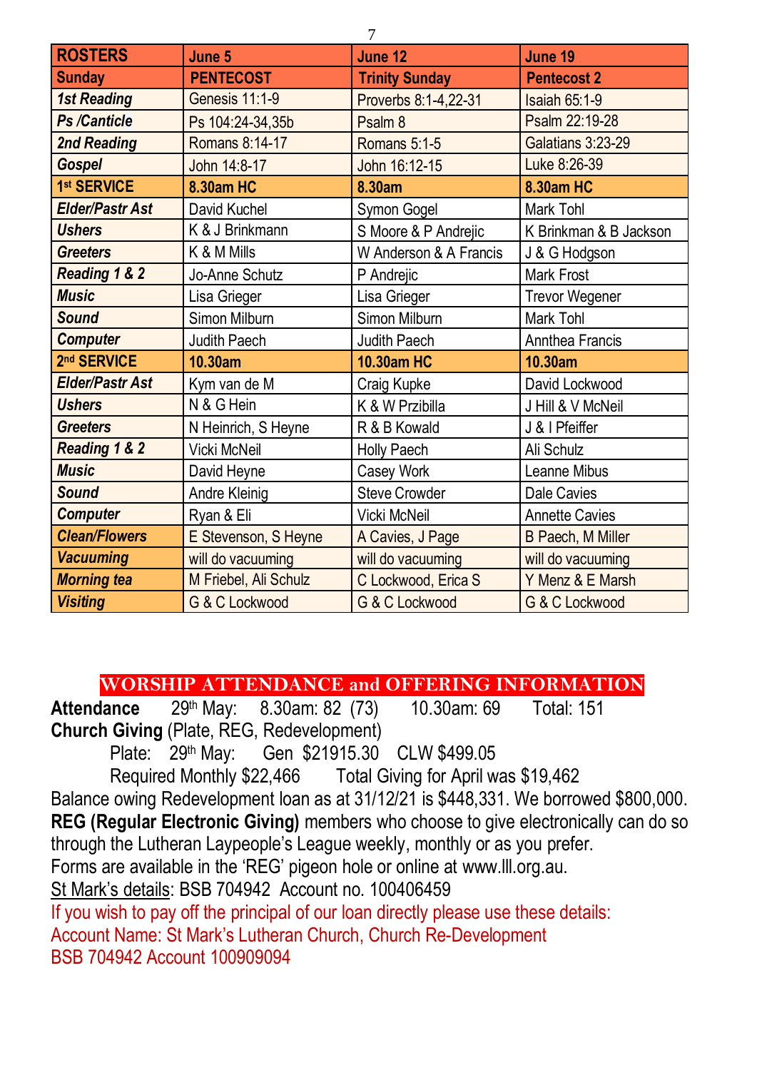| ROSTERS | June 5 | June 12 | June 19 |
|---|---|---|---|
| **Sunday** | **PENTECOST** | **Trinity Sunday** | **Pentecost 2** |
| ***1st Reading*** | Genesis 11:1-9 | Proverbs 8:1-4,22-31 | Isaiah 65:1-9 |
| ***Ps /Canticle*** | Ps 104:24-34,35b | Psalm 8 | Psalm 22:19-28 |
| ***2nd Reading*** | Romans 8:14-17 | Romans 5:1-5 | Galatians 3:23-29 |
| ***Gospel*** | John 14:8-17 | John 16:12-15 | Luke 8:26-39 |
| **1st SERVICE** | **8.30am HC** | **8.30am** | **8.30am HC** |
| ***Elder/Pastr Ast*** | David Kuchel | Symon Gogel | Mark Tohl |
| ***Ushers*** | K & J Brinkmann | S Moore & P Andrejic | K Brinkman & B Jackson |
| ***Greeters*** | K & M Mills | W Anderson & A Francis | J & G Hodgson |
| ***Reading 1 & 2*** | Jo-Anne Schutz | P Andrejic | Mark Frost |
| ***Music*** | Lisa Grieger | Lisa Grieger | Trevor Wegener |
| ***Sound*** | Simon Milburn | Simon Milburn | Mark Tohl |
| ***Computer*** | Judith Paech | Judith Paech | Annthea Francis |
| **2nd SERVICE** | **10.30am** | **10.30am HC** | **10.30am** |
| ***Elder/Pastr Ast*** | Kym van de M | Craig Kupke | David Lockwood |
| ***Ushers*** | N & G Hein | K & W Przibilla | J Hill & V McNeil |
| ***Greeters*** | N Heinrich, S Heyne | R & B Kowald | J & I Pfeiffer |
| ***Reading 1 & 2*** | Vicki McNeil | Holly Paech | Ali Schulz |
| ***Music*** | David Heyne | Casey Work | Leanne Mibus |
| ***Sound*** | Andre Kleinig | Steve Crowder | Dale Cavies |
| ***Computer*** | Ryan & Eli | Vicki McNeil | Annette Cavies |
| ***Clean/Flowers*** | E Stevenson, S Heyne | A Cavies, J Page | B Paech, M Miller |
| ***Vacuuming*** | will do vacuuming | will do vacuuming | will do vacuuming |
| ***Morning tea*** | M Friebel, Ali Schulz | C Lockwood, Erica S | Y Menz & E Marsh |
| ***Visiting*** | G & C Lockwood | G & C Lockwood | G & C Lockwood |

## WORSHIP ATTENDANCE and OFFERING INFORMATION

**Attendance** 29th May: 8.30am: 82 (73) 10.30am: 69 Total: 151

**Church Giving** (Plate, REG, Redevelopment)

Plate: 29th May: Gen $21915.30 CLW $499.05

Required Monthly $22,466 Total Giving for April was $19,462

Balance owing Redevelopment loan as at 31/12/21 is $448,331. We borrowed $800,000.

**REG (Regular Electronic Giving)** members who choose to give electronically can do so through the Lutheran Laypeople's League weekly, monthly or as you prefer.

Forms are available in the 'REG' pigeon hole or online at www.lll.org.au.

St Mark's details: BSB 704942 Account no. 100406459

If you wish to pay off the principal of our loan directly please use these details:
Account Name: St Mark's Lutheran Church, Church Re-Development
BSB 704942 Account 100909094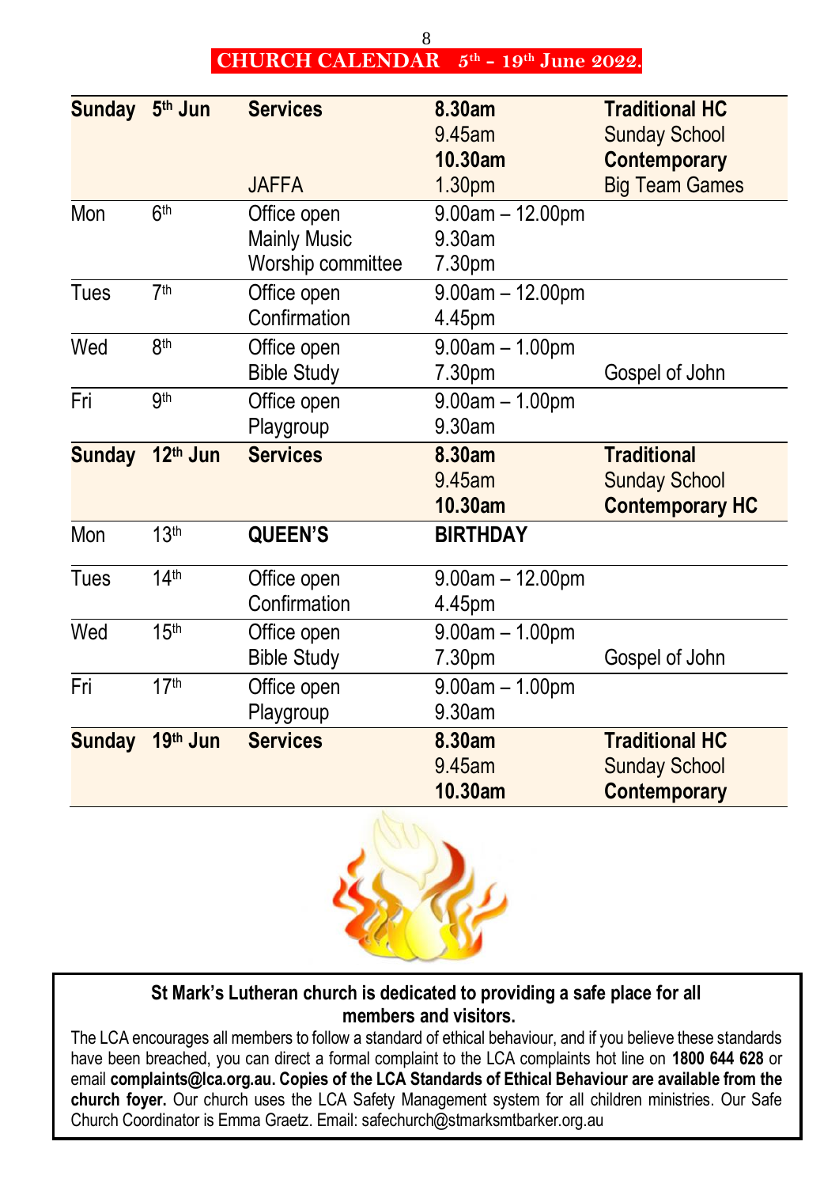## CHURCH CALENDAR 5th - 19th June 2022.

| | | | | |
|---|---|---|---|---|
| **Sunday** | **5th Jun** | **Services** | **8.30am** | **Traditional HC** |
| | | | 9.45am | Sunday School |
| | | | **10.30am** | **Contemporary** |
| | | JAFFA | 1.30pm | Big Team Games |
| Mon | 6th | Office open | 9.00am – 12.00pm | |
| | | Mainly Music | 9.30am | |
| | | Worship committee | 7.30pm | |
| Tues | 7th | Office open | 9.00am – 12.00pm | |
| | | Confirmation | 4.45pm | |
| Wed | 8th | Office open | 9.00am – 1.00pm | |
| | | Bible Study | 7.30pm | Gospel of John |
| Fri | 9th | Office open | 9.00am – 1.00pm | |
| | | Playgroup | 9.30am | |
| **Sunday** | **12th Jun** | **Services** | **8.30am** | **Traditional** |
| | | | 9.45am | Sunday School |
| | | | **10.30am** | **Contemporary HC** |
| Mon | 13th | **QUEEN'S** | **BIRTHDAY** | |
| Tues | 14th | Office open | 9.00am – 12.00pm | |
| | | Confirmation | 4.45pm | |
| Wed | 15th | Office open | 9.00am – 1.00pm | |
| | | Bible Study | 7.30pm | Gospel of John |
| Fri | 17th | Office open | 9.00am – 1.00pm | |
| | | Playgroup | 9.30am | |
| **Sunday** | **19th Jun** | **Services** | **8.30am** | **Traditional HC** |
| | | | 9.45am | Sunday School |
| | | | **10.30am** | **Contemporary** |

**St Mark's Lutheran church is dedicated to providing a safe place for all members and visitors.**

The LCA encourages all members to follow a standard of ethical behaviour, and if you believe these standards have been breached, you can direct a formal complaint to the LCA complaints hot line on **1800 644 628** or email **complaints@lca.org.au. Copies of the LCA Standards of Ethical Behaviour are available from the church foyer.** Our church uses the LCA Safety Management system for all children ministries. Our Safe Church Coordinator is Emma Graetz. Email: safechurch@stmarksmtbarker.org.au